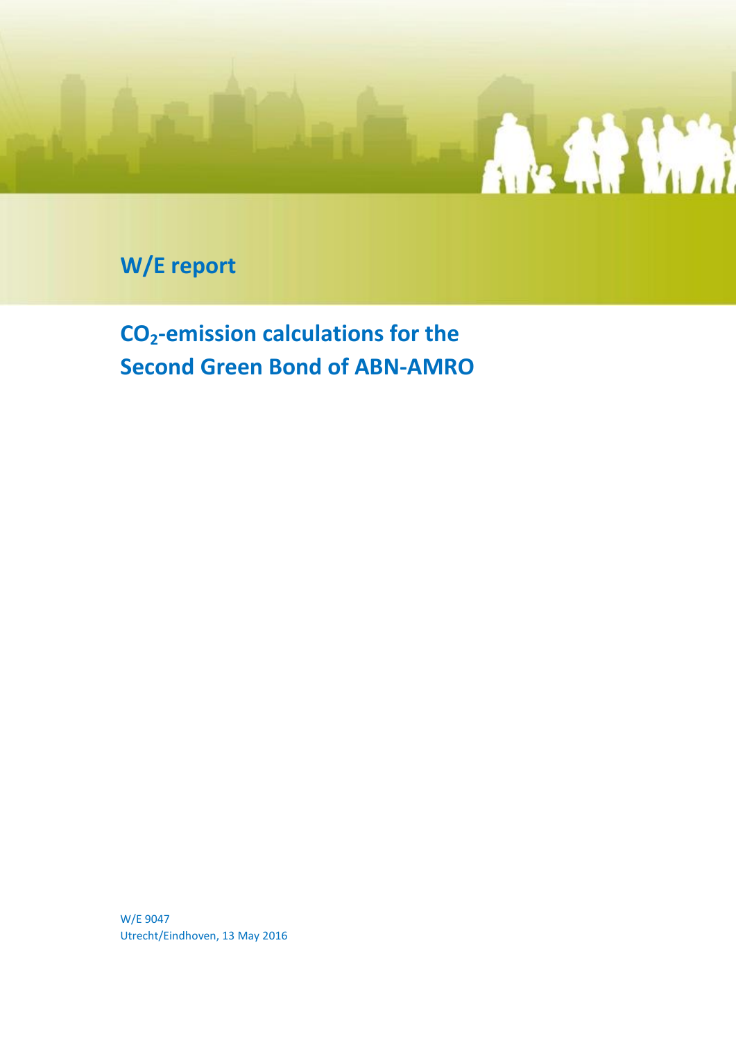W/E report

# $CO_2$-emission calculations for the Second Green Bond of ABN-AMRO

W/E 9047
Utrecht/Eindhoven, 13 May 2016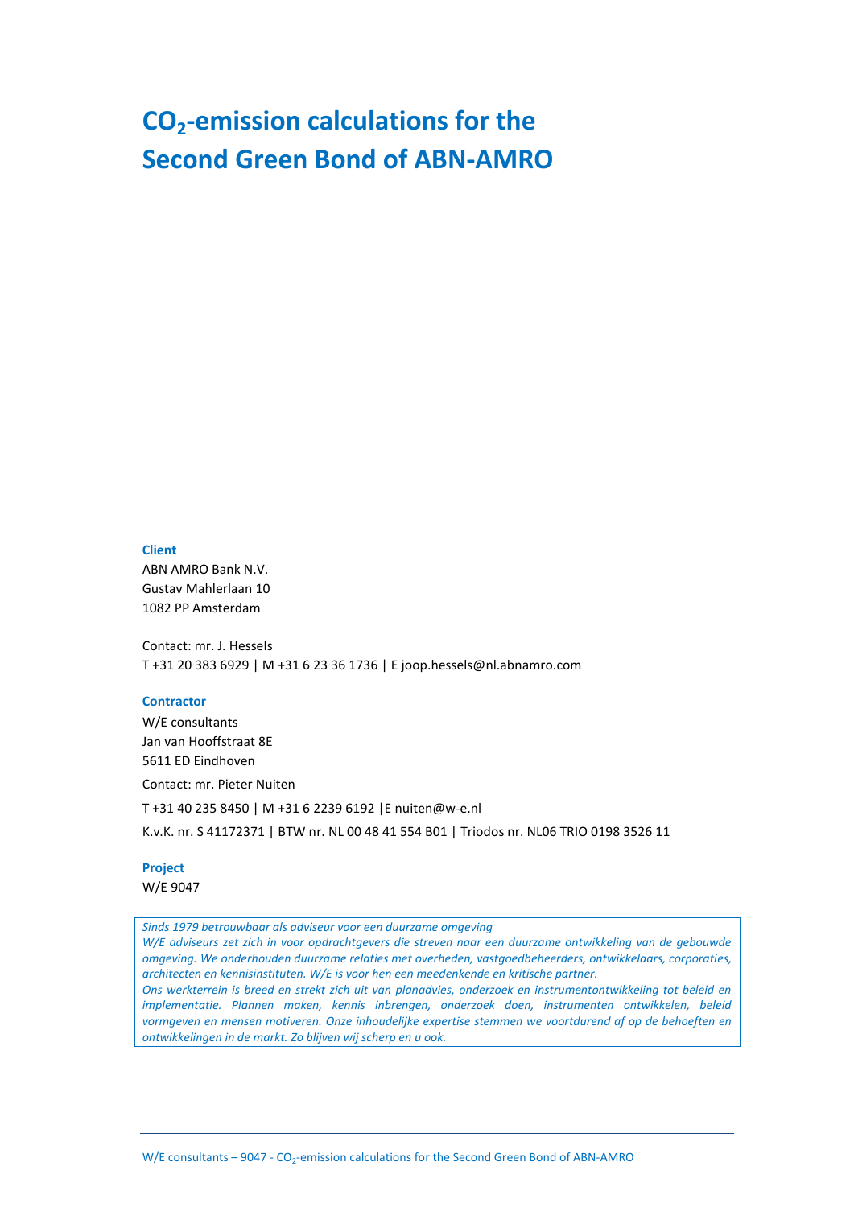# $CO_2$-emission calculations for the Second Green Bond of ABN-AMRO

**Client**

ABN AMRO Bank N.V.
Gustav Mahlerlaan 10
1082 PP Amsterdam

Contact: mr. J. Hessels
T +31 20 383 6929 | M +31 6 23 36 1736 | E joop.hessels@nl.abnamro.com

**Contractor**

W/E consultants
Jan van Hooffstraat 8E
5611 ED Eindhoven

Contact: mr. Pieter Nuiten

T +31 40 235 8450 | M +31 6 2239 6192 |E nuiten@w-e.nl

K.v.K. nr. S 41172371 | BTW nr. NL 00 48 41 554 B01 | Triodos nr. NL06 TRIO 0198 3526 11

**Project**

W/E 9047

*Sinds 1979 betrouwbaar als adviseur voor een duurzame omgeving*
*W/E adviseurs zet zich in voor opdrachtgevers die streven naar een duurzame ontwikkeling van de gebouwde omgeving. We onderhouden duurzame relaties met overheden, vastgoedbeheerders, ontwikkelaars, corporaties, architecten en kennisinstituten. W/E is voor hen een meedenkende en kritische partner.*
*Ons werkterrein is breed en strekt zich uit van planadvies, onderzoek en instrumentontwikkeling tot beleid en implementatie. Plannen maken, kennis inbrengen, onderzoek doen, instrumenten ontwikkelen, beleid vormgeven en mensen motiveren. Onze inhoudelijke expertise stemmen we voortdurend af op de behoeften en ontwikkelingen in de markt. Zo blijven wij scherp en u ook.*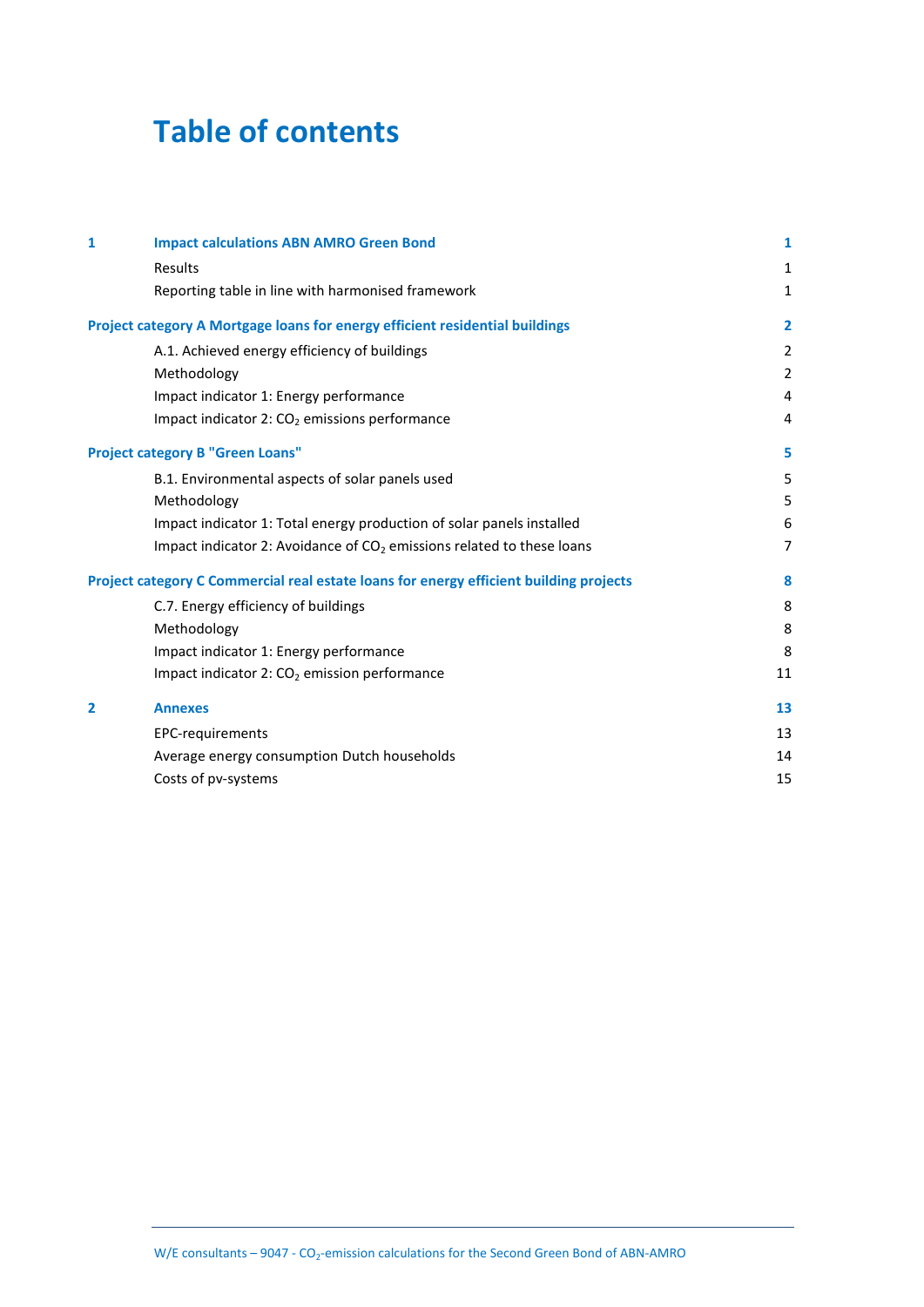# Table of contents

| | | |
|---|---|---|
| **1** | **Impact calculations ABN AMRO Green Bond** | **1** |
| | Results | 1 |
| | Reporting table in line with harmonised framework | 1 |
| **Project category A Mortgage loans for energy efficient residential buildings** | | **2** |
| | A.1. Achieved energy efficiency of buildings | 2 |
| | Methodology | 2 |
| | Impact indicator 1: Energy performance | 4 |
| | Impact indicator 2: $CO_2$ emissions performance | 4 |
| **Project category B "Green Loans"** | | **5** |
| | B.1. Environmental aspects of solar panels used | 5 |
| | Methodology | 5 |
| | Impact indicator 1: Total energy production of solar panels installed | 6 |
| | Impact indicator 2: Avoidance of $CO_2$ emissions related to these loans | 7 |
| **Project category C Commercial real estate loans for energy efficient building projects** | | **8** |
| | C.7. Energy efficiency of buildings | 8 |
| | Methodology | 8 |
| | Impact indicator 1: Energy performance | 8 |
| | Impact indicator 2: $CO_2$ emission performance | 11 |
| **2** | **Annexes** | **13** |
| | EPC-requirements | 13 |
| | Average energy consumption Dutch households | 14 |
| | Costs of pv-systems | 15 |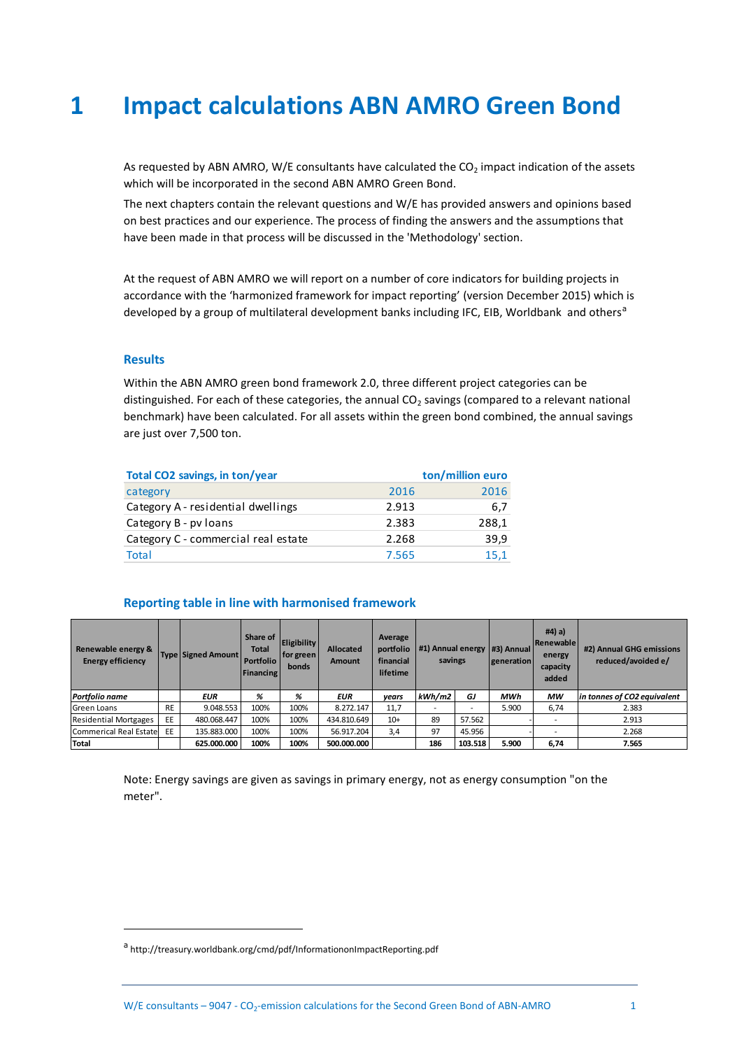# 1 Impact calculations ABN AMRO Green Bond

As requested by ABN AMRO, W/E consultants have calculated the $CO_2$ impact indication of the assets which will be incorporated in the second ABN AMRO Green Bond.

The next chapters contain the relevant questions and W/E has provided answers and opinions based on best practices and our experience. The process of finding the answers and the assumptions that have been made in that process will be discussed in the 'Methodology' section.

At the request of ABN AMRO we will report on a number of core indicators for building projects in accordance with the 'harmonized framework for impact reporting' (version December 2015) which is developed by a group of multilateral development banks including IFC, EIB, Worldbank and others[a]

### Results

Within the ABN AMRO green bond framework 2.0, three different project categories can be distinguished. For each of these categories, the annual $CO_2$ savings (compared to a relevant national benchmark) have been calculated. For all assets within the green bond combined, the annual savings are just over 7,500 ton.

| Total CO2 savings, in ton/year | | ton/million euro |
|---|---|---|
| category | 2016 | 2016 |
| Category A - residential dwellings | 2.913 | 6,7 |
| Category B - pv loans | 2.383 | 288,1 |
| Category C - commercial real estate | 2.268 | 39,9 |
| Total | 7.565 | 15,1 |

### Reporting table in line with harmonised framework

| Renewable energy & Energy efficiency | Type | Signed Amount | Share of Total Portfolio Financing | Eligibility for green bonds | Allocated Amount | Average portfolio financial lifetime | #1) Annual energy savings | | #3) Annual generation | #4) a) Renewable energy capacity added | #2) Annual GHG emissions reduced/avoided e/ |
|---|---|---|---|---|---|---|---|---|---|---|---|
| *Portfolio name* | | *EUR* | *%* | *%* | *EUR* | *years* | *kWh/m2* | *GJ* | *MWh* | *MW* | *in tonnes of CO2 equivalent* |
| Green Loans | RE | 9.048.553 | 100% | 100% | 8.272.147 | 11,7 | - | - | 5.900 | 6,74 | 2.383 |
| Residential Mortgages | EE | 480.068.447 | 100% | 100% | 434.810.649 | 10+ | 89 | 57.562 | - | - | 2.913 |
| Commerical Real Estate | EE | 135.883.000 | 100% | 100% | 56.917.204 | 3,4 | 97 | 45.956 | - | - | 2.268 |
| **Total** | | **625.000.000** | **100%** | **100%** | **500.000.000** | | **186** | **103.518** | **5.900** | **6,74** | **7.565** |

Note: Energy savings are given as savings in primary energy, not as energy consumption "on the meter".

[a] http://treasury.worldbank.org/cmd/pdf/InformationonImpactReporting.pdf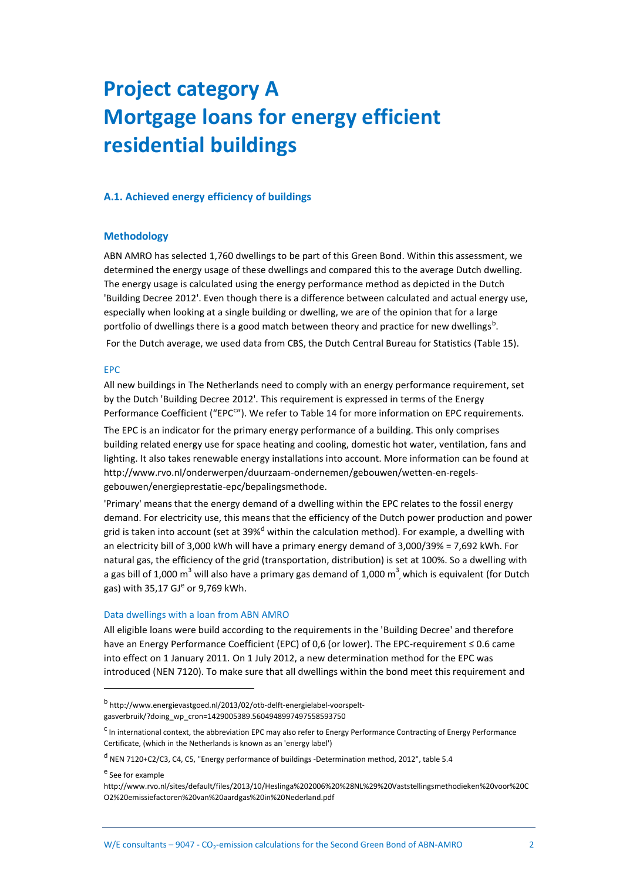# Project category A
# Mortgage loans for energy efficient residential buildings

### A.1. Achieved energy efficiency of buildings

### Methodology

ABN AMRO has selected 1,760 dwellings to be part of this Green Bond. Within this assessment, we determined the energy usage of these dwellings and compared this to the average Dutch dwelling. The energy usage is calculated using the energy performance method as depicted in the Dutch 'Building Decree 2012'. Even though there is a difference between calculated and actual energy use, especially when looking at a single building or dwelling, we are of the opinion that for a large portfolio of dwellings there is a good match between theory and practice for new dwellings[b].

For the Dutch average, we used data from CBS, the Dutch Central Bureau for Statistics (Table 15).

#### EPC

All new buildings in The Netherlands need to comply with an energy performance requirement, set by the Dutch 'Building Decree 2012'. This requirement is expressed in terms of the Energy Performance Coefficient ("EPC[c]"). We refer to Table 14 for more information on EPC requirements.

The EPC is an indicator for the primary energy performance of a building. This only comprises building related energy use for space heating and cooling, domestic hot water, ventilation, fans and lighting. It also takes renewable energy installations into account. More information can be found at http://www.rvo.nl/onderwerpen/duurzaam-ondernemen/gebouwen/wetten-en-regels-gebouwen/energieprestatie-epc/bepalingsmethode.

'Primary' means that the energy demand of a dwelling within the EPC relates to the fossil energy demand. For electricity use, this means that the efficiency of the Dutch power production and power grid is taken into account (set at 39%[d] within the calculation method). For example, a dwelling with an electricity bill of 3,000 kWh will have a primary energy demand of 3,000/39% = 7,692 kWh. For natural gas, the efficiency of the grid (transportation, distribution) is set at 100%. So a dwelling with a gas bill of 1,000 $m^3$ will also have a primary gas demand of 1,000 $m^3$, which is equivalent (for Dutch gas) with 35,17 GJ[e] or 9,769 kWh.

#### Data dwellings with a loan from ABN AMRO

All eligible loans were build according to the requirements in the 'Building Decree' and therefore have an Energy Performance Coefficient (EPC) of 0,6 (or lower). The EPC-requirement ≤ 0.6 came into effect on 1 January 2011. On 1 July 2012, a new determination method for the EPC was introduced (NEN 7120). To make sure that all dwellings within the bond meet this requirement and

---

[b] http://www.energievastgoed.nl/2013/02/otb-delft-energielabel-voorspelt-gasverbruik/?doing_wp_cron=1429005389.5604948997497558593750

[c] In international context, the abbreviation EPC may also refer to Energy Performance Contracting of Energy Performance Certificate, (which in the Netherlands is known as an 'energy label')

[d] NEN 7120+C2/C3, C4, C5, "Energy performance of buildings -Determination method, 2012", table 5.4

[e] See for example http://www.rvo.nl/sites/default/files/2013/10/Heslinga%202006%20%28NL%29%20Vaststellingsmethodieken%20voor%20CO2%20emissiefactoren%20van%20aardgas%20in%20Nederland.pdf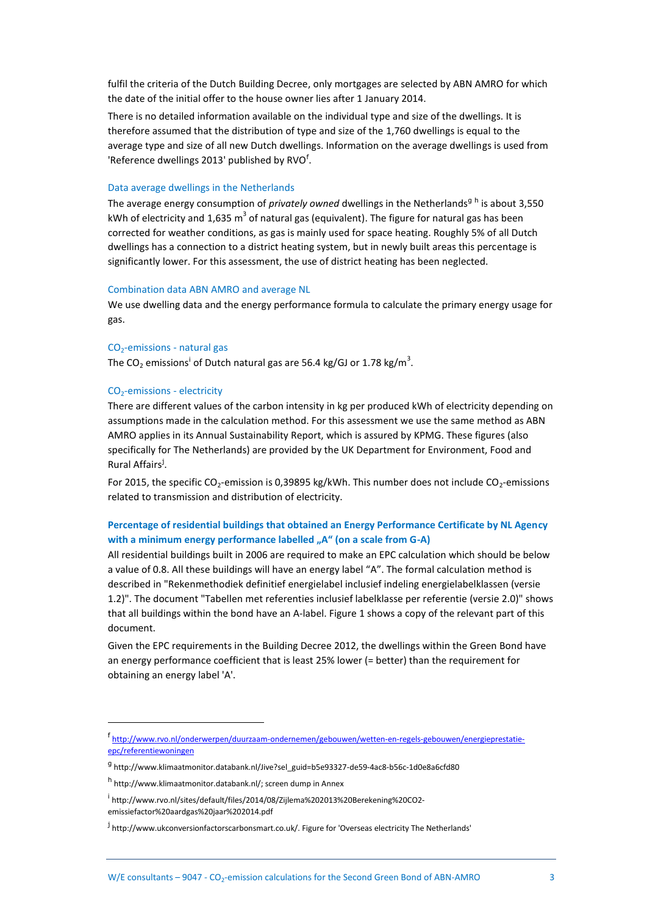fulfil the criteria of the Dutch Building Decree, only mortgages are selected by ABN AMRO for which the date of the initial offer to the house owner lies after 1 January 2014.

There is no detailed information available on the individual type and size of the dwellings. It is therefore assumed that the distribution of type and size of the 1,760 dwellings is equal to the average type and size of all new Dutch dwellings. Information on the average dwellings is used from 'Reference dwellings 2013' published by RVO[f].

### Data average dwellings in the Netherlands

The average energy consumption of *privately owned* dwellings in the Netherlands[g] [h] is about 3,550 kWh of electricity and 1,635 $m^3$ of natural gas (equivalent). The figure for natural gas has been corrected for weather conditions, as gas is mainly used for space heating. Roughly 5% of all Dutch dwellings has a connection to a district heating system, but in newly built areas this percentage is significantly lower. For this assessment, the use of district heating has been neglected.

### Combination data ABN AMRO and average NL

We use dwelling data and the energy performance formula to calculate the primary energy usage for gas.

### $CO_2$-emissions - natural gas

The $CO_2$ emissions[i] of Dutch natural gas are 56.4 kg/GJ or 1.78 kg/$m^3$.

### $CO_2$-emissions - electricity

There are different values of the carbon intensity in kg per produced kWh of electricity depending on assumptions made in the calculation method. For this assessment we use the same method as ABN AMRO applies in its Annual Sustainability Report, which is assured by KPMG. These figures (also specifically for The Netherlands) are provided by the UK Department for Environment, Food and Rural Affairs[j].

For 2015, the specific $CO_2$-emission is 0,39895 kg/kWh. This number does not include $CO_2$-emissions related to transmission and distribution of electricity.

### Percentage of residential buildings that obtained an Energy Performance Certificate by NL Agency with a minimum energy performance labelled „A“ (on a scale from G-A)

All residential buildings built in 2006 are required to make an EPC calculation which should be below a value of 0.8. All these buildings will have an energy label “A”. The formal calculation method is described in "Rekenmethodiek definitief energielabel inclusief indeling energielabelklassen (versie 1.2)". The document "Tabellen met referenties inclusief labelklasse per referentie (versie 2.0)" shows that all buildings within the bond have an A-label. Figure 1 shows a copy of the relevant part of this document.

Given the EPC requirements in the Building Decree 2012, the dwellings within the Green Bond have an energy performance coefficient that is least 25% lower (= better) than the requirement for obtaining an energy label 'A'.

---

[f] http://www.rvo.nl/onderwerpen/duurzaam-ondernemen/gebouwen/wetten-en-regels-gebouwen/energieprestatie-epc/referentiewoningen

[g] http://www.klimaatmonitor.databank.nl/Jive?sel_guid=b5e93327-de59-4ac8-b56c-1d0e8a6cfd80

[h] http://www.klimaatmonitor.databank.nl/; screen dump in Annex

[i] http://www.rvo.nl/sites/default/files/2014/08/Zijlema%202013%20Berekening%20CO2-emissiefactor%20aardgas%20jaar%202014.pdf

[j] http://www.ukconversionfactorscarbonsmart.co.uk/. Figure for 'Overseas electricity The Netherlands'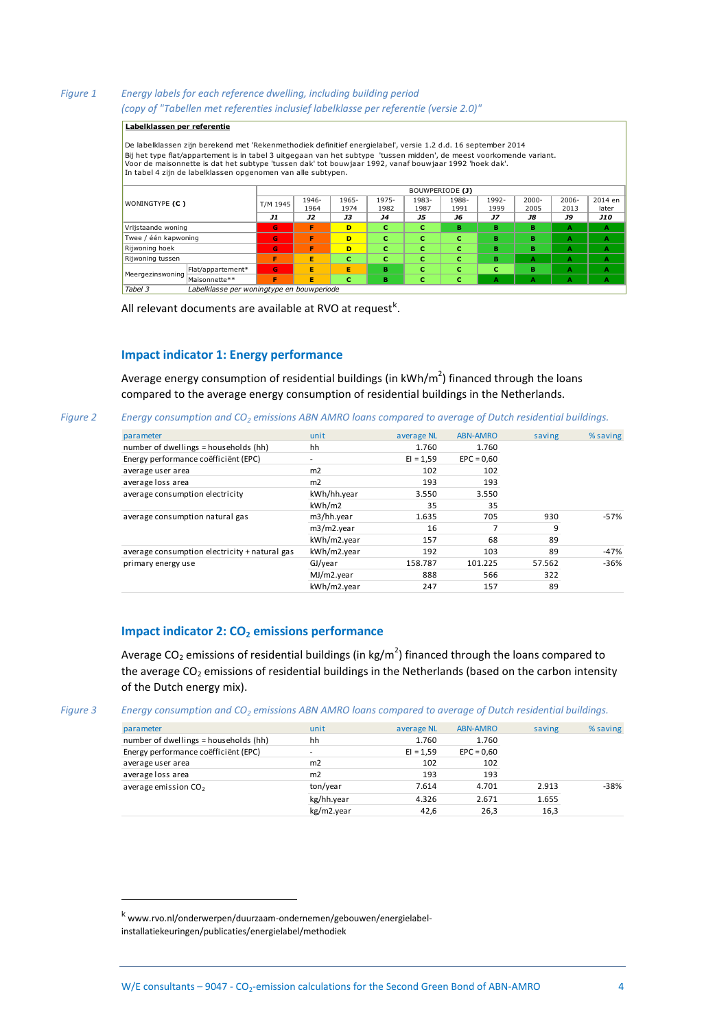*Figure 1* *Energy labels for each reference dwelling, including building period (copy of "Tabellen met referenties inclusief labelklasse per referentie (versie 2.0)"*

**Labelklassen per referentie**

De labelklassen zijn berekend met 'Rekenmethodiek definitief energielabel', versie 1.2 d.d. 16 september 2014
Bij het type flat/appartement is in tabel 3 uitgegaan van het subtype 'tussen midden', de meest voorkomende variant.
Voor de maisonnette is dat het subtype 'tussen dak' tot bouwjaar 1992, vanaf bouwjaar 1992 'hoek dak'.
In tabel 4 zijn de labelklassen opgenomen van alle subtypen.

| WONINGTYPE (C) | | BOUWPERIODE (J) | | | | | | | | | |
|---|---|---|---|---|---|---|---|---|---|---|---|
| | | T/M 1945 | 1946-1964 | 1965-1974 | 1975-1982 | 1983-1987 | 1988-1991 | 1992-1999 | 2000-2005 | 2006-2013 | 2014 en later |
| | | *J1* | *J2* | *J3* | *J4* | *J5* | *J6* | *J7* | *J8* | *J9* | *J10* |
| Vrijstaande woning | | G | F | D | C | C | B | B | B | A | A |
| Twee / één kapwoning | | G | F | D | C | C | C | B | B | A | A |
| Rijwoning hoek | | G | F | D | C | C | C | B | B | A | A |
| Rijwoning tussen | | F | E | C | C | C | C | B | A | A | A |
| Meergezinswoning | Flat/appartement* | G | E | E | B | C | C | C | B | A | A |
| | Maisonnette** | F | E | C | B | C | C | A | A | A | A |

*Tabel 3* *Labelklasse per woningtype en bouwperiode*

All relevant documents are available at RVO at request[k].

## Impact indicator 1: Energy performance

Average energy consumption of residential buildings (in kWh/m$^2$) financed through the loans compared to the average energy consumption of residential buildings in the Netherlands.

*Figure 2* *Energy consumption and $CO_2$ emissions ABN AMRO loans compared to average of Dutch residential buildings.*

| parameter | unit | average NL | ABN-AMRO | saving | % saving |
|---|---|---|---|---|---|
| number of dwellings = households (hh) | hh | 1.760 | 1.760 | | |
| Energy performance coëfficiënt (EPC) | - | EI = 1,59 | EPC = 0,60 | | |
| average user area | m2 | 102 | 102 | | |
| average loss area | m2 | 193 | 193 | | |
| average consumption electricity | kWh/hh.year | 3.550 | 3.550 | | |
| | kWh/m2 | 35 | 35 | | |
| average consumption natural gas | m3/hh.year | 1.635 | 705 | 930 | -57% |
| | m3/m2.year | 16 | 7 | 9 | |
| | kWh/m2.year | 157 | 68 | 89 | |
| average consumption electricity + natural gas | kWh/m2.year | 192 | 103 | 89 | -47% |
| primary energy use | GJ/year | 158.787 | 101.225 | 57.562 | -36% |
| | MJ/m2.year | 888 | 566 | 322 | |
| | kWh/m2.year | 247 | 157 | 89 | |

## Impact indicator 2: $CO_2$ emissions performance

Average $CO_2$ emissions of residential buildings (in kg/m$^2$) financed through the loans compared to the average $CO_2$ emissions of residential buildings in the Netherlands (based on the carbon intensity of the Dutch energy mix).

*Figure 3* *Energy consumption and $CO_2$ emissions ABN AMRO loans compared to average of Dutch residential buildings.*

| parameter | unit | average NL | ABN-AMRO | saving | % saving |
|---|---|---|---|---|---|
| number of dwellings = households (hh) | hh | 1.760 | 1.760 | | |
| Energy performance coëfficiënt (EPC) | - | EI = 1,59 | EPC = 0,60 | | |
| average user area | m2 | 102 | 102 | | |
| average loss area | m2 | 193 | 193 | | |
| average emission $CO_2$ | ton/year | 7.614 | 4.701 | 2.913 | -38% |
| | kg/hh.year | 4.326 | 2.671 | 1.655 | |
| | kg/m2.year | 42,6 | 26,3 | 16,3 | |

[k] www.rvo.nl/onderwerpen/duurzaam-ondernemen/gebouwen/energielabel-installatiekeuringen/publicaties/energielabel/methodiek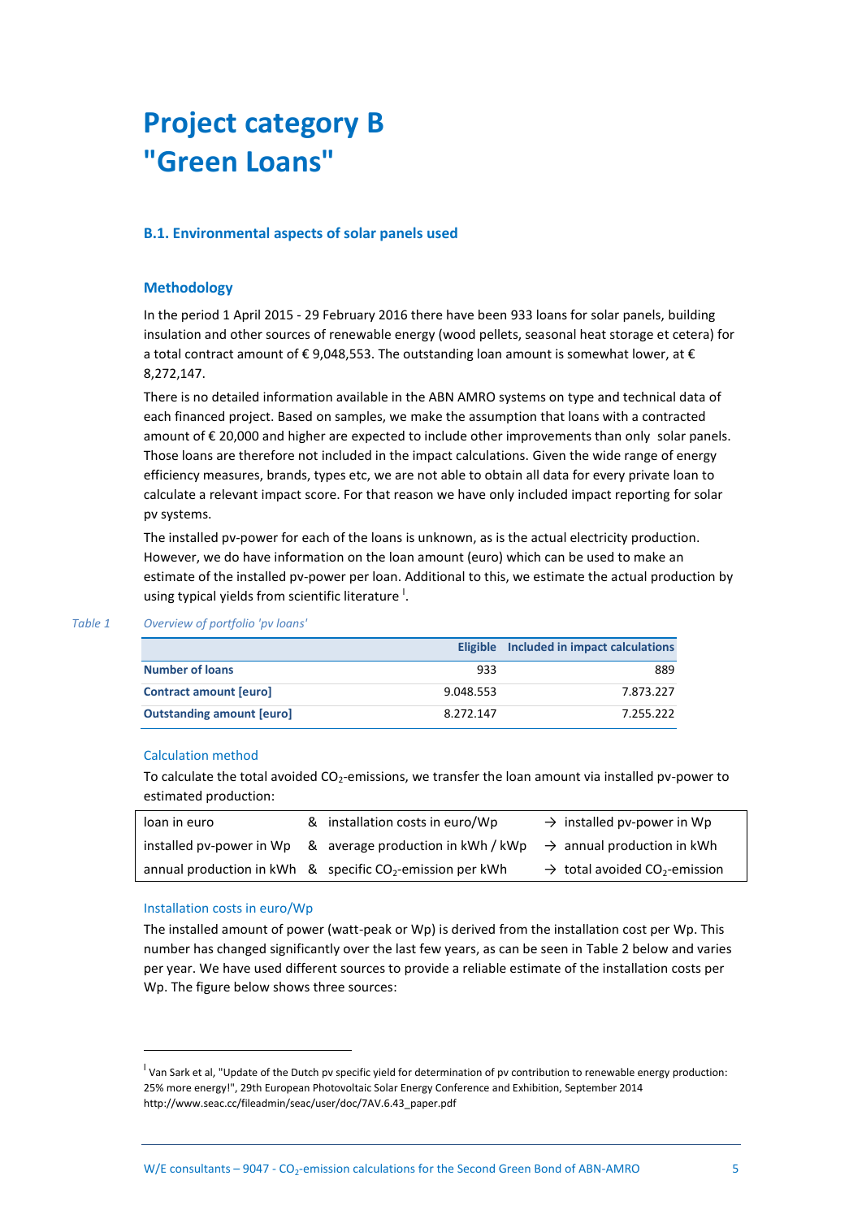# Project category B "Green Loans"

### B.1. Environmental aspects of solar panels used

### Methodology

In the period 1 April 2015 - 29 February 2016 there have been 933 loans for solar panels, building insulation and other sources of renewable energy (wood pellets, seasonal heat storage et cetera) for a total contract amount of € 9,048,553. The outstanding loan amount is somewhat lower, at € 8,272,147.

There is no detailed information available in the ABN AMRO systems on type and technical data of each financed project. Based on samples, we make the assumption that loans with a contracted amount of € 20,000 and higher are expected to include other improvements than only solar panels. Those loans are therefore not included in the impact calculations. Given the wide range of energy efficiency measures, brands, types etc, we are not able to obtain all data for every private loan to calculate a relevant impact score. For that reason we have only included impact reporting for solar pv systems.

The installed pv-power for each of the loans is unknown, as is the actual electricity production. However, we do have information on the loan amount (euro) which can be used to make an estimate of the installed pv-power per loan. Additional to this, we estimate the actual production by using typical yields from scientific literature [I].

*Table 1 Overview of portfolio 'pv loans'*

| | Eligible | Included in impact calculations |
|---|---|---|
| **Number of loans** | 933 | 889 |
| **Contract amount [euro]** | 9.048.553 | 7.873.227 |
| **Outstanding amount [euro]** | 8.272.147 | 7.255.222 |

#### Calculation method

To calculate the total avoided $CO_2$-emissions, we transfer the loan amount via installed pv-power to estimated production:

| | | |
|---|---|---|
| loan in euro | & installation costs in euro/Wp | → installed pv-power in Wp |
| installed pv-power in Wp | & average production in kWh / kWp | → annual production in kWh |
| annual production in kWh | & specific $CO_2$-emission per kWh | → total avoided $CO_2$-emission |

#### Installation costs in euro/Wp

The installed amount of power (watt-peak or Wp) is derived from the installation cost per Wp. This number has changed significantly over the last few years, as can be seen in Table 2 below and varies per year. We have used different sources to provide a reliable estimate of the installation costs per Wp. The figure below shows three sources:

---

[I] Van Sark et al, "Update of the Dutch pv specific yield for determination of pv contribution to renewable energy production: 25% more energy!", 29th European Photovoltaic Solar Energy Conference and Exhibition, September 2014 http://www.seac.cc/fileadmin/seac/user/doc/7AV.6.43_paper.pdf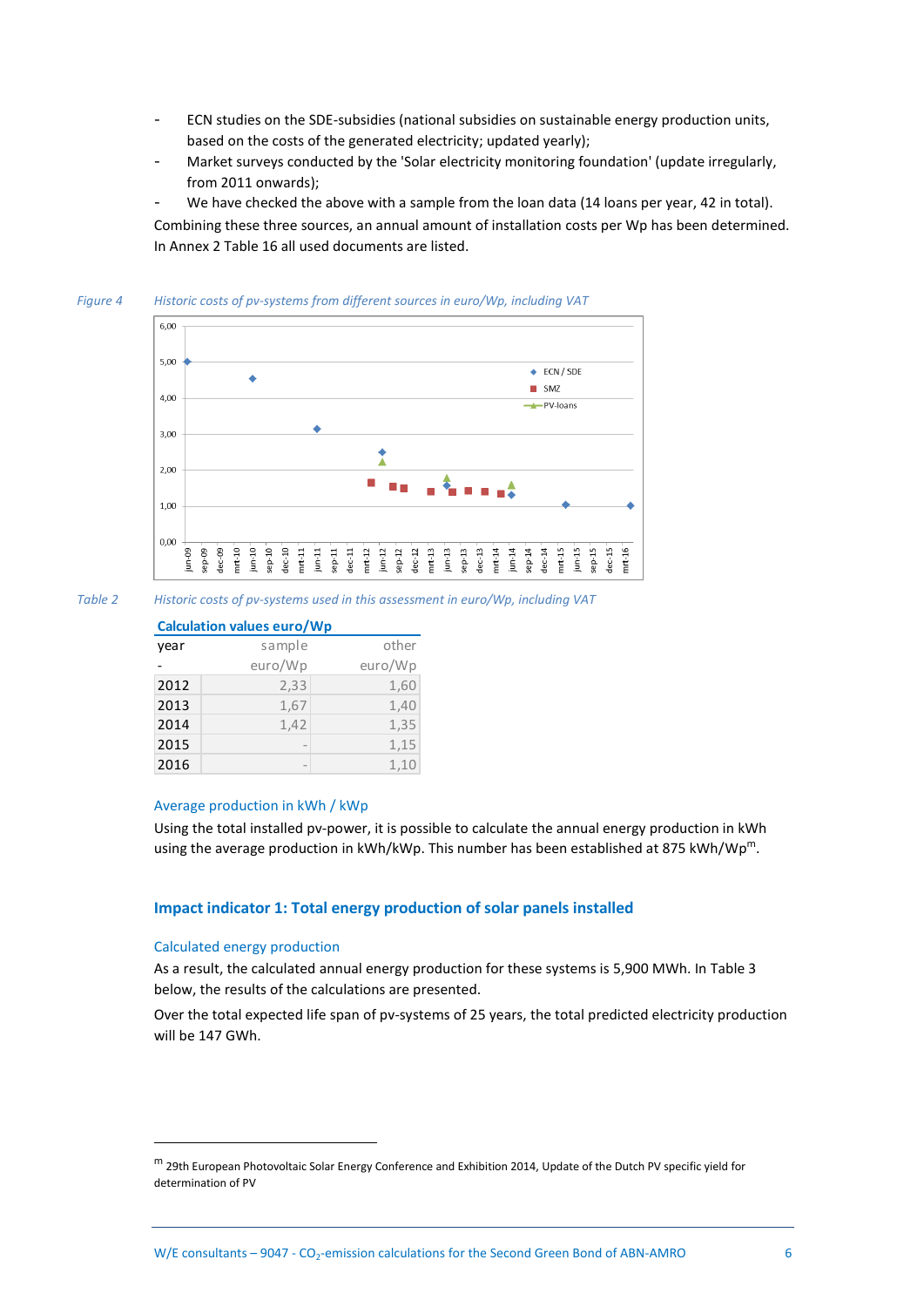- ECN studies on the SDE-subsidies (national subsidies on sustainable energy production units, based on the costs of the generated electricity; updated yearly);
- Market surveys conducted by the 'Solar electricity monitoring foundation' (update irregularly, from 2011 onwards);
- We have checked the above with a sample from the loan data (14 loans per year, 42 in total).

Combining these three sources, an annual amount of installation costs per Wp has been determined. In Annex 2 Table 16 all used documents are listed.

*Figure 4* *Historic costs of pv-systems from different sources in euro/Wp, including VAT*

*Table 2* *Historic costs of pv-systems used in this assessment in euro/Wp, including VAT*

| Calculation values euro/Wp | | |
|---|---|---|
| year | sample | other |
| - | euro/Wp | euro/Wp |
| 2012 | 2,33 | 1,60 |
| 2013 | 1,67 | 1,40 |
| 2014 | 1,42 | 1,35 |
| 2015 | - | 1,15 |
| 2016 | - | 1,10 |

### Average production in kWh / kWp

Using the total installed pv-power, it is possible to calculate the annual energy production in kWh using the average production in kWh/kWp. This number has been established at 875 kWh/Wp[m].

## Impact indicator 1: Total energy production of solar panels installed

### Calculated energy production

As a result, the calculated annual energy production for these systems is 5,900 MWh. In Table 3 below, the results of the calculations are presented.

Over the total expected life span of pv-systems of 25 years, the total predicted electricity production will be 147 GWh.

[m] 29th European Photovoltaic Solar Energy Conference and Exhibition 2014, Update of the Dutch PV specific yield for determination of PV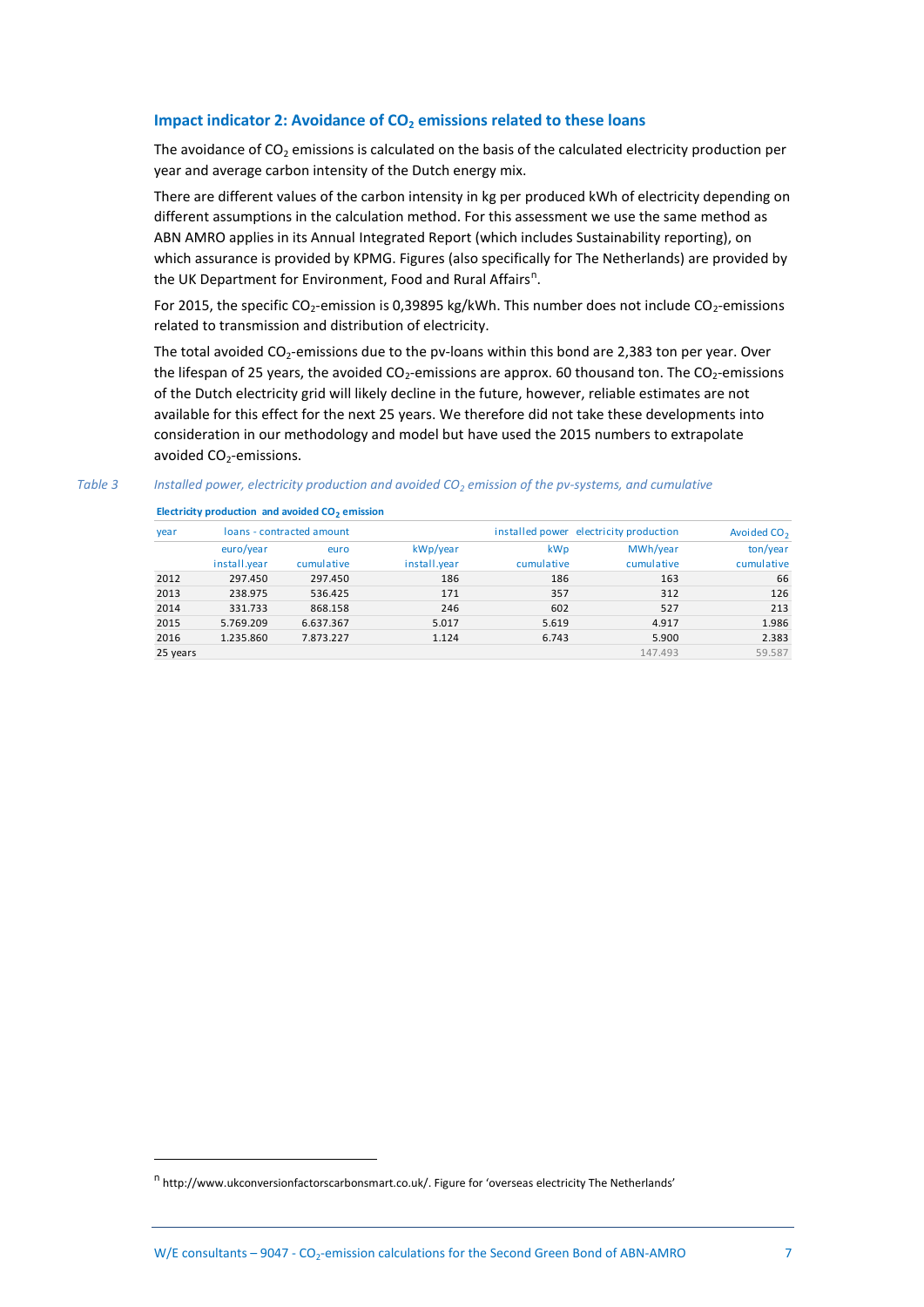### Impact indicator 2: Avoidance of $CO_2$ emissions related to these loans

The avoidance of $CO_2$ emissions is calculated on the basis of the calculated electricity production per year and average carbon intensity of the Dutch energy mix.

There are different values of the carbon intensity in kg per produced kWh of electricity depending on different assumptions in the calculation method. For this assessment we use the same method as ABN AMRO applies in its Annual Integrated Report (which includes Sustainability reporting), on which assurance is provided by KPMG. Figures (also specifically for The Netherlands) are provided by the UK Department for Environment, Food and Rural Affairs[n].

For 2015, the specific $CO_2$-emission is 0,39895 kg/kWh. This number does not include $CO_2$-emissions related to transmission and distribution of electricity.

The total avoided $CO_2$-emissions due to the pv-loans within this bond are 2,383 ton per year. Over the lifespan of 25 years, the avoided $CO_2$-emissions are approx. 60 thousand ton. The $CO_2$-emissions of the Dutch electricity grid will likely decline in the future, however, reliable estimates are not available for this effect for the next 25 years. We therefore did not take these developments into consideration in our methodology and model but have used the 2015 numbers to extrapolate avoided $CO_2$-emissions.

*Table 3 Installed power, electricity production and avoided $CO_2$ emission of the pv-systems, and cumulative*

**Electricity production and avoided $CO_2$ emission**

| year | loans - contracted amount | | installed power | | electricity production | Avoided $CO_2$ |
|---|---|---|---|---|---|---|
| | euro/year install.year | euro cumulative | kWp/year install.year | kWp cumulative | MWh/year cumulative | ton/year cumulative |
| 2012 | 297.450 | 297.450 | 186 | 186 | 163 | 66 |
| 2013 | 238.975 | 536.425 | 171 | 357 | 312 | 126 |
| 2014 | 331.733 | 868.158 | 246 | 602 | 527 | 213 |
| 2015 | 5.769.209 | 6.637.367 | 5.017 | 5.619 | 4.917 | 1.986 |
| 2016 | 1.235.860 | 7.873.227 | 1.124 | 6.743 | 5.900 | 2.383 |
| 25 years | | | | | 147.493 | 59.587 |

---

[n] http://www.ukconversionfactorscarbonsmart.co.uk/. Figure for 'overseas electricity The Netherlands'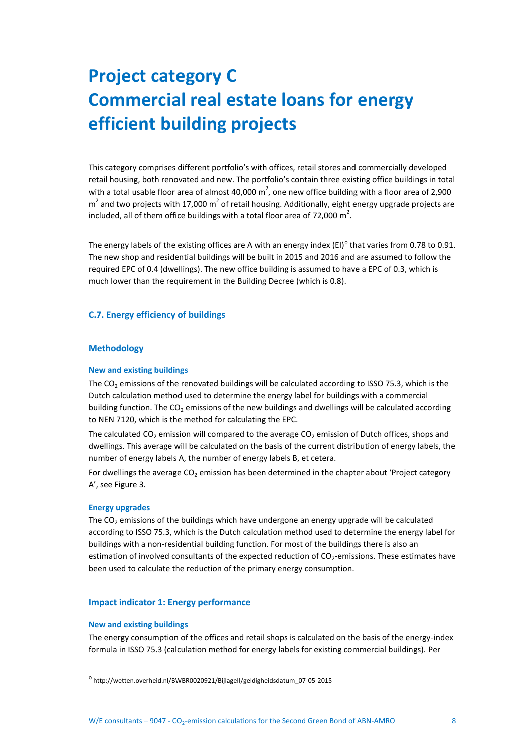# Project category C
# Commercial real estate loans for energy efficient building projects

This category comprises different portfolio's with offices, retail stores and commercially developed retail housing, both renovated and new. The portfolio's contain three existing office buildings in total with a total usable floor area of almost 40,000 $m^2$, one new office building with a floor area of 2,900 $m^2$ and two projects with 17,000 $m^2$ of retail housing. Additionally, eight energy upgrade projects are included, all of them office buildings with a total floor area of 72,000 $m^2$.

The energy labels of the existing offices are A with an energy index (EI)[o] that varies from 0.78 to 0.91. The new shop and residential buildings will be built in 2015 and 2016 and are assumed to follow the required EPC of 0.4 (dwellings). The new office building is assumed to have a EPC of 0.3, which is much lower than the requirement in the Building Decree (which is 0.8).

### C.7. Energy efficiency of buildings

### Methodology

#### New and existing buildings

The $CO_2$ emissions of the renovated buildings will be calculated according to ISSO 75.3, which is the Dutch calculation method used to determine the energy label for buildings with a commercial building function. The $CO_2$ emissions of the new buildings and dwellings will be calculated according to NEN 7120, which is the method for calculating the EPC.

The calculated $CO_2$ emission will compared to the average $CO_2$ emission of Dutch offices, shops and dwellings. This average will be calculated on the basis of the current distribution of energy labels, the number of energy labels A, the number of energy labels B, et cetera.

For dwellings the average $CO_2$ emission has been determined in the chapter about 'Project category A', see Figure 3.

#### Energy upgrades

The $CO_2$ emissions of the buildings which have undergone an energy upgrade will be calculated according to ISSO 75.3, which is the Dutch calculation method used to determine the energy label for buildings with a non-residential building function. For most of the buildings there is also an estimation of involved consultants of the expected reduction of $CO_2$-emissions. These estimates have been used to calculate the reduction of the primary energy consumption.

### Impact indicator 1: Energy performance

#### New and existing buildings

The energy consumption of the offices and retail shops is calculated on the basis of the energy-index formula in ISSO 75.3 (calculation method for energy labels for existing commercial buildings). Per

[o] http://wetten.overheid.nl/BWBR0020921/BijlageII/geldigheidsdatum_07-05-2015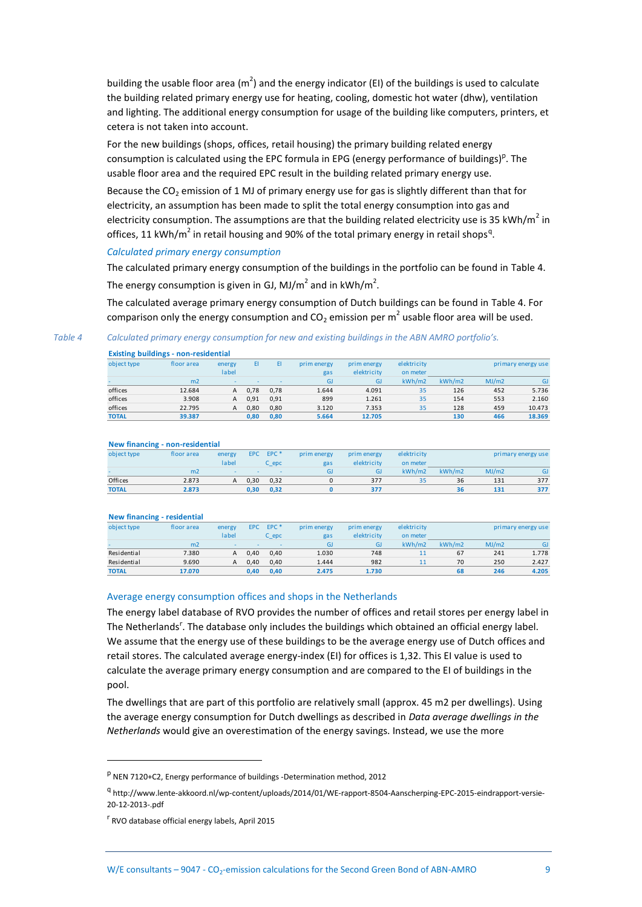building the usable floor area ($m^2$) and the energy indicator (EI) of the buildings is used to calculate the building related primary energy use for heating, cooling, domestic hot water (dhw), ventilation and lighting. The additional energy consumption for usage of the building like computers, printers, et cetera is not taken into account.

For the new buildings (shops, offices, retail housing) the primary building related energy consumption is calculated using the EPC formula in EPG (energy performance of buildings)[p]. The usable floor area and the required EPC result in the building related primary energy use.

Because the $CO_2$ emission of 1 MJ of primary energy use for gas is slightly different than that for electricity, an assumption has been made to split the total energy consumption into gas and electricity consumption. The assumptions are that the building related electricity use is 35 kWh/$m^2$ in offices, 11 kWh/$m^2$ in retail housing and 90% of the total primary energy in retail shops[q].

*Calculated primary energy consumption*

The calculated primary energy consumption of the buildings in the portfolio can be found in Table 4. The energy consumption is given in GJ, MJ/$m^2$ and in kWh/$m^2$.

The calculated average primary energy consumption of Dutch buildings can be found in Table 4. For comparison only the energy consumption and $CO_2$ emission per $m^2$ usable floor area will be used.

*Table 4 Calculated primary energy consumption for new and existing buildings in the ABN AMRO portfolio's.*

**Existing buildings - non-residential**

| object type | floor area | energy label | EI | EI | prim energy gas | prim energy elektricity | elektricity on meter | primary energy use | | |
|---|---|---|---|---|---|---|---|---|---|---|
| - | m2 | - | - | - | GJ | GJ | kWh/m2 | kWh/m2 | MJ/m2 | GJ |
| offices | 12.684 | A | 0,78 | 0,78 | 1.644 | 4.091 | 35 | 126 | 452 | 5.736 |
| offices | 3.908 | A | 0,91 | 0,91 | 899 | 1.261 | 35 | 154 | 553 | 2.160 |
| offices | 22.795 | A | 0,80 | 0,80 | 3.120 | 7.353 | 35 | 128 | 459 | 10.473 |
| **TOTAL** | **39.387** | | **0,80** | **0,80** | **5.664** | **12.705** | | **130** | **466** | **18.369** |

**New financing - non-residential**

| object type | floor area | energy label | EPC | EPC * C_epc | prim energy gas | prim energy elektricity | elektricity on meter | primary energy use | | |
|---|---|---|---|---|---|---|---|---|---|---|
| - | m2 | - | - | - | GJ | GJ | kWh/m2 | kWh/m2 | MJ/m2 | GJ |
| Offices | 2.873 | A | 0,30 | 0,32 | 0 | 377 | 35 | 36 | 131 | 377 |
| **TOTAL** | **2.873** | | **0,30** | **0,32** | **0** | **377** | | **36** | **131** | **377** |

**New financing - residential**

| object type | floor area | energy label | EPC | EPC * C_epc | prim energy gas | prim energy elektricity | elektricity on meter | primary energy use | | |
|---|---|---|---|---|---|---|---|---|---|---|
| - | m2 | - | - | - | GJ | GJ | kWh/m2 | kWh/m2 | MJ/m2 | GJ |
| Residential | 7.380 | A | 0,40 | 0,40 | 1.030 | 748 | 11 | 67 | 241 | 1.778 |
| Residential | 9.690 | A | 0,40 | 0,40 | 1.444 | 982 | 11 | 70 | 250 | 2.427 |
| **TOTAL** | **17.070** | | **0,40** | **0,40** | **2.475** | **1.730** | | **68** | **246** | **4.205** |

## Average energy consumption offices and shops in the Netherlands

The energy label database of RVO provides the number of offices and retail stores per energy label in The Netherlands[r]. The database only includes the buildings which obtained an official energy label. We assume that the energy use of these buildings to be the average energy use of Dutch offices and retail stores. The calculated average energy-index (EI) for offices is 1,32. This EI value is used to calculate the average primary energy consumption and are compared to the EI of buildings in the pool.

The dwellings that are part of this portfolio are relatively small (approx. 45 m2 per dwellings). Using the average energy consumption for Dutch dwellings as described in *Data average dwellings in the Netherlands* would give an overestimation of the energy savings. Instead, we use the more

---

[p] NEN 7120+C2, Energy performance of buildings -Determination method, 2012

[q] http://www.lente-akkoord.nl/wp-content/uploads/2014/01/WE-rapport-8504-Aanscherping-EPC-2015-eindrapport-versie-20-12-2013-.pdf

[r] RVO database official energy labels, April 2015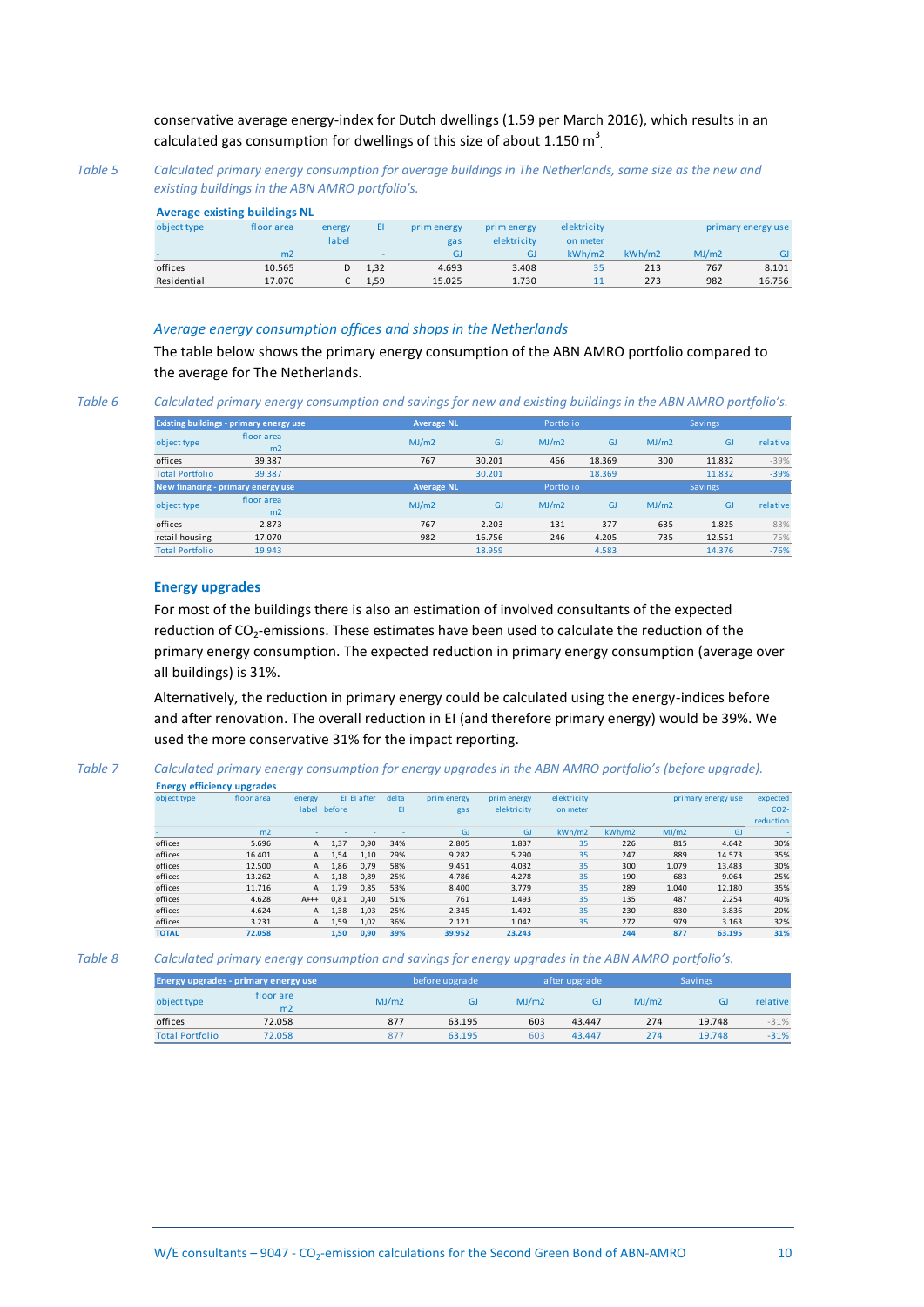conservative average energy-index for Dutch dwellings (1.59 per March 2016), which results in an calculated gas consumption for dwellings of this size of about 1.150 $m^3$.

*Table 5 Calculated primary energy consumption for average buildings in The Netherlands, same size as the new and existing buildings in the ABN AMRO portfolio's.*

**Average existing buildings NL**

| object type | floor area | energy label | EI | prim energy gas | prim energy elektricity | elektricity on meter | | primary energy use | |
|---|---|---|---|---|---|---|---|---|---|
| - | m2 | | - | GJ | GJ | kWh/m2 | kWh/m2 | MJ/m2 | GJ |
| offices | 10.565 | D | 1,32 | 4.693 | 3.408 | 35 | 213 | 767 | 8.101 |
| Residential | 17.070 | C | 1,59 | 15.025 | 1.730 | 11 | 273 | 982 | 16.756 |

### *Average energy consumption offices and shops in the Netherlands*

The table below shows the primary energy consumption of the ABN AMRO portfolio compared to the average for The Netherlands.

*Table 6 Calculated primary energy consumption and savings for new and existing buildings in the ABN AMRO portfolio's.*

| Existing buildings - primary energy use | | Average NL | | Portfolio | | Savings | | |
|---|---|---|---|---|---|---|---|---|
| object type | floor area m2 | MJ/m2 | GJ | MJ/m2 | GJ | MJ/m2 | GJ | relative |
| offices | 39.387 | 767 | 30.201 | 466 | 18.369 | 300 | 11.832 | -39% |
| Total Portfolio | 39.387 | | 30.201 | | 18.369 | | 11.832 | -39% |
| **New financing - primary energy use** | | **Average NL** | | **Portfolio** | | **Savings** | | |
| object type | floor area m2 | MJ/m2 | GJ | MJ/m2 | GJ | MJ/m2 | GJ | relative |
| offices | 2.873 | 767 | 2.203 | 131 | 377 | 635 | 1.825 | -83% |
| retail housing | 17.070 | 982 | 16.756 | 246 | 4.205 | 735 | 12.551 | -75% |
| Total Portfolio | 19.943 | | 18.959 | | 4.583 | | 14.376 | -76% |

### Energy upgrades

For most of the buildings there is also an estimation of involved consultants of the expected reduction of $CO_2$-emissions. These estimates have been used to calculate the reduction of the primary energy consumption. The expected reduction in primary energy consumption (average over all buildings) is 31%.

Alternatively, the reduction in primary energy could be calculated using the energy-indices before and after renovation. The overall reduction in EI (and therefore primary energy) would be 39%. We used the more conservative 31% for the impact reporting.

*Table 7 Calculated primary energy consumption for energy upgrades in the ABN AMRO portfolio's (before upgrade).*

**Energy efficiency upgrades**

| object type | floor area | energy label | EI before | EI after | delta EI | prim energy gas | prim energy elektricity | elektricity on meter | | primary energy use | | expected CO2-reduction |
|---|---|---|---|---|---|---|---|---|---|---|---|---|
| - | m2 | - | - | - | - | GJ | GJ | kWh/m2 | kWh/m2 | MJ/m2 | GJ | - |
| offices | 5.696 | A | 1,37 | 0,90 | 34% | 2.805 | 1.837 | 35 | 226 | 815 | 4.642 | 30% |
| offices | 16.401 | A | 1,54 | 1,10 | 29% | 9.282 | 5.290 | 35 | 247 | 889 | 14.573 | 35% |
| offices | 12.500 | A | 1,86 | 0,79 | 58% | 9.451 | 4.032 | 35 | 300 | 1.079 | 13.483 | 30% |
| offices | 13.262 | A | 1,18 | 0,89 | 25% | 4.786 | 4.278 | 35 | 190 | 683 | 9.064 | 25% |
| offices | 11.716 | A | 1,79 | 0,85 | 53% | 8.400 | 3.779 | 35 | 289 | 1.040 | 12.180 | 35% |
| offices | 4.628 | A+++ | 0,81 | 0,40 | 51% | 761 | 1.493 | 35 | 135 | 487 | 2.254 | 40% |
| offices | 4.624 | A | 1,38 | 1,03 | 25% | 2.345 | 1.492 | 35 | 230 | 830 | 3.836 | 20% |
| offices | 3.231 | A | 1,59 | 1,02 | 36% | 2.121 | 1.042 | 35 | 272 | 979 | 3.163 | 32% |
| **TOTAL** | **72.058** | | **1,50** | **0,90** | **39%** | **39.952** | **23.243** | | **244** | **877** | **63.195** | **31%** |

*Table 8 Calculated primary energy consumption and savings for energy upgrades in the ABN AMRO portfolio's.*

| Energy upgrades - primary energy use | | before upgrade | | after upgrade | | Savings | | |
|---|---|---|---|---|---|---|---|---|
| object type | floor are m2 | MJ/m2 | GJ | MJ/m2 | GJ | MJ/m2 | GJ | relative |
| offices | 72.058 | 877 | 63.195 | 603 | 43.447 | 274 | 19.748 | -31% |
| Total Portfolio | 72.058 | 877 | 63.195 | 603 | 43.447 | 274 | 19.748 | -31% |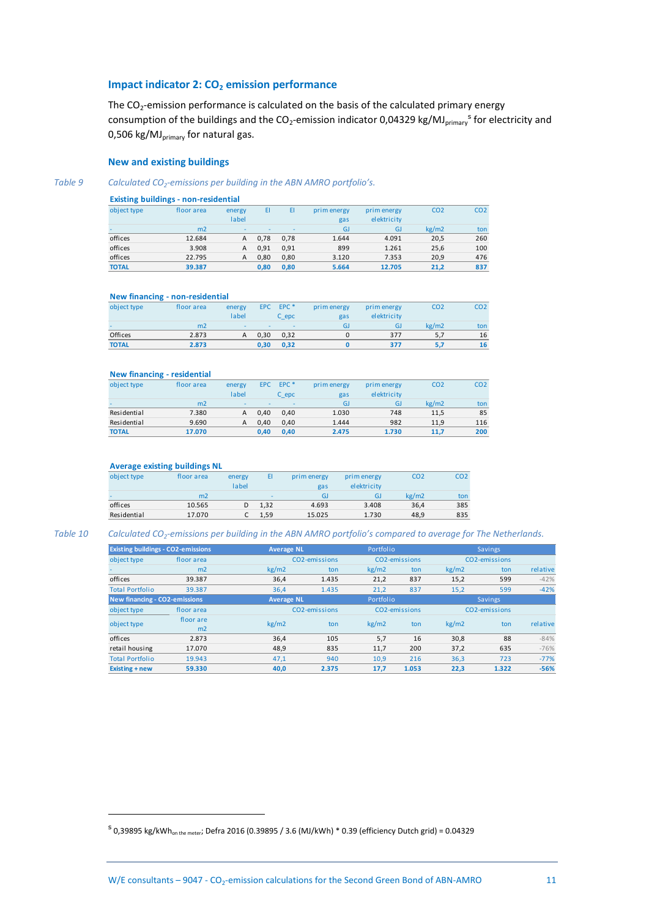### Impact indicator 2: $CO_2$ emission performance

The $CO_2$-emission performance is calculated on the basis of the calculated primary energy consumption of the buildings and the $CO_2$-emission indicator 0,04329 $kg/MJ_{primary}$[5] for electricity and 0,506 $kg/MJ_{primary}$ for natural gas.

### New and existing buildings

*Table 9 Calculated $CO_2$-emissions per building in the ABN AMRO portfolio's.*

**Existing buildings - non-residential**

| object type | floor area | energy label | EI | EI | prim energy gas | prim energy elektricity | CO2 | CO2 |
|---|---|---|---|---|---|---|---|---|
| - | m2 | - | - | - | GJ | GJ | kg/m2 | ton |
| offices | 12.684 | A | 0,78 | 0,78 | 1.644 | 4.091 | 20,5 | 260 |
| offices | 3.908 | A | 0,91 | 0,91 | 899 | 1.261 | 25,6 | 100 |
| offices | 22.795 | A | 0,80 | 0,80 | 3.120 | 7.353 | 20,9 | 476 |
| **TOTAL** | **39.387** | | **0,80** | **0,80** | **5.664** | **12.705** | **21,2** | **837** |

**New financing - non-residential**

| object type | floor area | energy label | EPC | EPC * C_epc | prim energy gas | prim energy elektricity | CO2 | CO2 |
|---|---|---|---|---|---|---|---|---|
| - | m2 | - | - | - | GJ | GJ | kg/m2 | ton |
| Offices | 2.873 | A | 0,30 | 0,32 | 0 | 377 | 5,7 | 16 |
| **TOTAL** | **2.873** | | **0,30** | **0,32** | **0** | **377** | **5,7** | **16** |

**New financing - residential**

| object type | floor area | energy label | EPC | EPC * C_epc | prim energy gas | prim energy elektricity | CO2 | CO2 |
|---|---|---|---|---|---|---|---|---|
| - | m2 | - | - | - | GJ | GJ | kg/m2 | ton |
| Residential | 7.380 | A | 0,40 | 0,40 | 1.030 | 748 | 11,5 | 85 |
| Residential | 9.690 | A | 0,40 | 0,40 | 1.444 | 982 | 11,9 | 116 |
| **TOTAL** | **17.070** | | **0,40** | **0,40** | **2.475** | **1.730** | **11,7** | **200** |

**Average existing buildings NL**

| object type | floor area | energy label | EI | prim energy gas | prim energy elektricity | CO2 | CO2 |
|---|---|---|---|---|---|---|---|
| - | m2 | | - | GJ | GJ | kg/m2 | ton |
| offices | 10.565 | D | 1,32 | 4.693 | 3.408 | 36,4 | 385 |
| Residential | 17.070 | C | 1,59 | 15.025 | 1.730 | 48,9 | 835 |

*Table 10 Calculated $CO_2$-emissions per building in the ABN AMRO portfolio's compared to average for The Netherlands.*

| Existing buildings - CO2-emissions | | Average NL | | Portfolio | | Savings | | |
|---|---|---|---|---|---|---|---|---|
| object type | floor area | CO2-emissions | | CO2-emissions | | CO2-emissions | | |
| - | m2 | kg/m2 | ton | kg/m2 | ton | kg/m2 | ton | relative |
| offices | 39.387 | 36,4 | 1.435 | 21,2 | 837 | 15,2 | 599 | -42% |
| Total Portfolio | 39.387 | 36,4 | 1.435 | 21,2 | 837 | 15,2 | 599 | -42% |
| **New financing - CO2-emissions** | | **Average NL** | | **Portfolio** | | **Savings** | | |
| object type | floor area | CO2-emissions | | CO2-emissions | | CO2-emissions | | |
| object type | floor are m2 | kg/m2 | ton | kg/m2 | ton | kg/m2 | ton | relative |
| offices | 2.873 | 36,4 | 105 | 5,7 | 16 | 30,8 | 88 | -84% |
| retail housing | 17.070 | 48,9 | 835 | 11,7 | 200 | 37,2 | 635 | -76% |
| Total Portfolio | 19.943 | 47,1 | 940 | 10,9 | 216 | 36,3 | 723 | -77% |
| **Existing + new** | **59.330** | **40,0** | **2.375** | **17,7** | **1.053** | **22,3** | **1.322** | **-56%** |

---

[5] 0,39895 $kWh_{on\ the\ meter}$; Defra 2016 (0.39895 / 3.6 (MJ/kWh) * 0.39 (efficiency Dutch grid) = 0.04329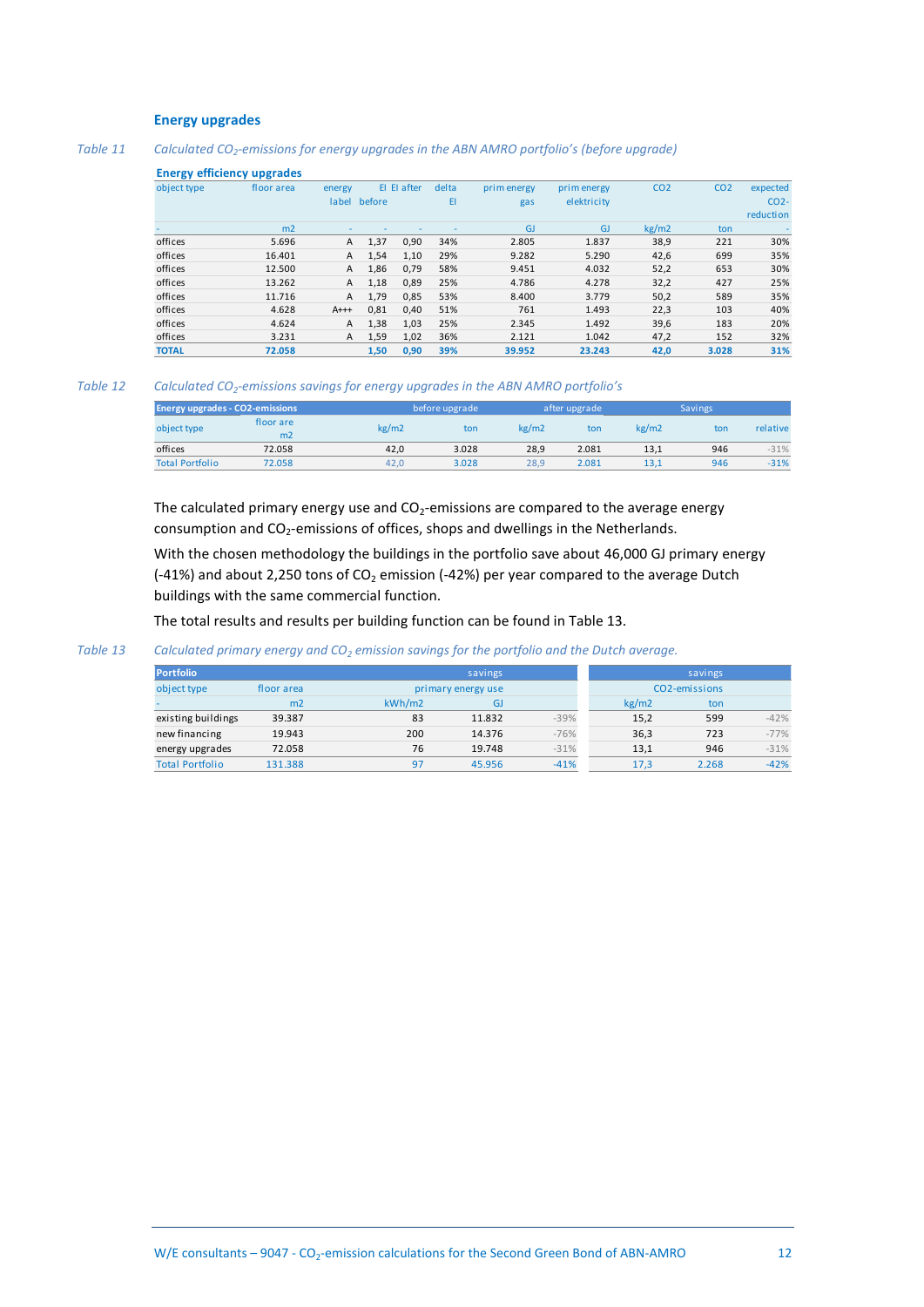### Energy upgrades

Table 11 *Calculated $CO_2$-emissions for energy upgrades in the ABN AMRO portfolio's (before upgrade)*

**Energy efficiency upgrades**

| object type | floor area | energy label | EI before | EI after | delta EI | prim energy gas | prim energy elektricity | CO2 | CO2 | expected CO2-reduction |
|---|---|---|---|---|---|---|---|---|---|---|
| - | m2 | - | - | - | - | GJ | GJ | kg/m2 | ton | - |
| offices | 5.696 | A | 1,37 | 0,90 | 34% | 2.805 | 1.837 | 38,9 | 221 | 30% |
| offices | 16.401 | A | 1,54 | 1,10 | 29% | 9.282 | 5.290 | 42,6 | 699 | 35% |
| offices | 12.500 | A | 1,86 | 0,79 | 58% | 9.451 | 4.032 | 52,2 | 653 | 30% |
| offices | 13.262 | A | 1,18 | 0,89 | 25% | 4.786 | 4.278 | 32,2 | 427 | 25% |
| offices | 11.716 | A | 1,79 | 0,85 | 53% | 8.400 | 3.779 | 50,2 | 589 | 35% |
| offices | 4.628 | A+++ | 0,81 | 0,40 | 51% | 761 | 1.493 | 22,3 | 103 | 40% |
| offices | 4.624 | A | 1,38 | 1,03 | 25% | 2.345 | 1.492 | 39,6 | 183 | 20% |
| offices | 3.231 | A | 1,59 | 1,02 | 36% | 2.121 | 1.042 | 47,2 | 152 | 32% |
| **TOTAL** | **72.058** | | **1,50** | **0,90** | **39%** | **39.952** | **23.243** | **42,0** | **3.028** | **31%** |

Table 12 *Calculated $CO_2$-emissions savings for energy upgrades in the ABN AMRO portfolio's*

| Energy upgrades - CO2-emissions | | before upgrade | | after upgrade | | Savings | | |
|---|---|---|---|---|---|---|---|---|
| object type | floor are m2 | kg/m2 | ton | kg/m2 | ton | kg/m2 | ton | relative |
| offices | 72.058 | 42,0 | 3.028 | 28,9 | 2.081 | 13,1 | 946 | -31% |
| Total Portfolio | 72.058 | 42,0 | 3.028 | 28,9 | 2.081 | 13,1 | 946 | -31% |

The calculated primary energy use and $CO_2$-emissions are compared to the average energy consumption and $CO_2$-emissions of offices, shops and dwellings in the Netherlands.

With the chosen methodology the buildings in the portfolio save about 46,000 GJ primary energy (-41%) and about 2,250 tons of $CO_2$ emission (-42%) per year compared to the average Dutch buildings with the same commercial function.

The total results and results per building function can be found in Table 13.

Table 13 *Calculated primary energy and $CO_2$ emission savings for the portfolio and the Dutch average.*

| Portfolio | | savings | | | savings | | |
|---|---|---|---|---|---|---|---|
| object type | floor area | primary energy use | | | CO2-emissions | | |
| - | m2 | kWh/m2 | GJ | | kg/m2 | ton | |
| existing buildings | 39.387 | 83 | 11.832 | -39% | 15,2 | 599 | -42% |
| new financing | 19.943 | 200 | 14.376 | -76% | 36,3 | 723 | -77% |
| energy upgrades | 72.058 | 76 | 19.748 | -31% | 13,1 | 946 | -31% |
| Total Portfolio | 131.388 | 97 | 45.956 | -41% | 17,3 | 2.268 | -42% |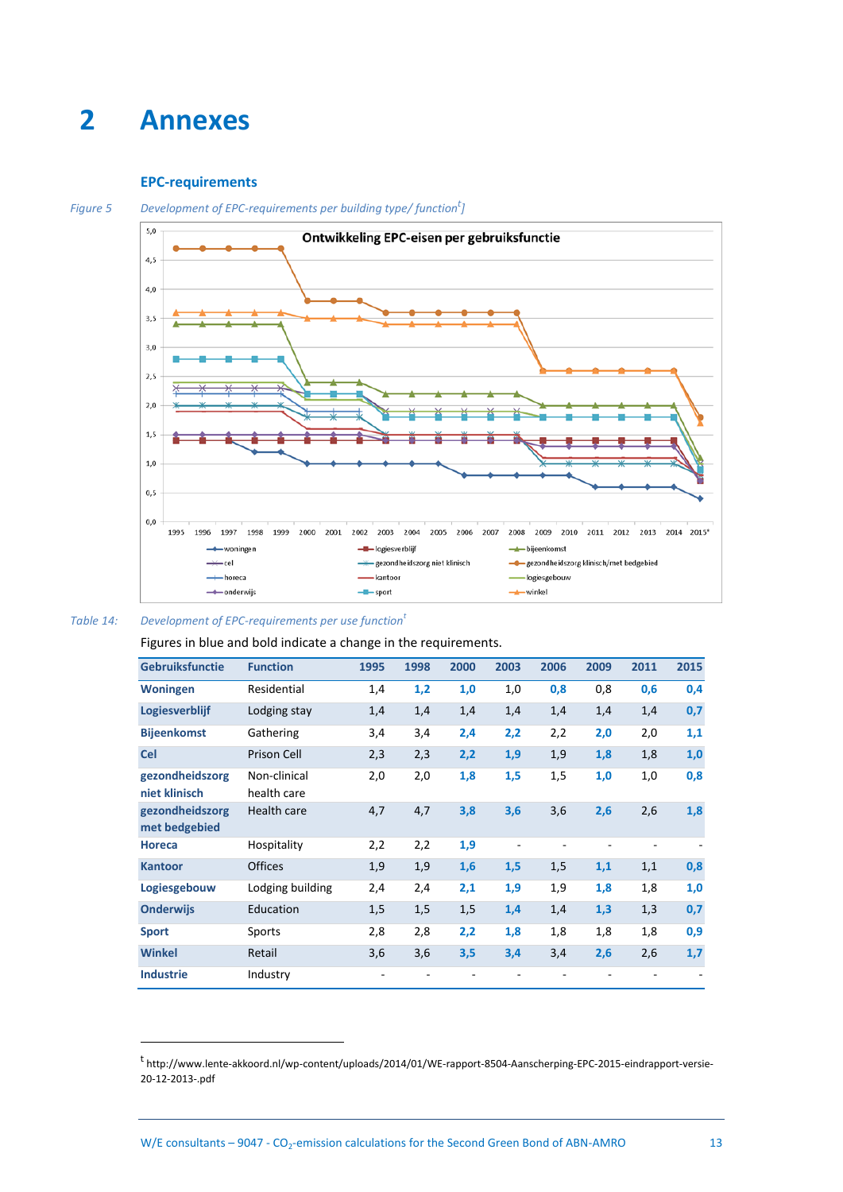# 2 Annexes

### EPC-requirements

*Figure 5* *Development of EPC-requirements per building type/ function[t]]*

*Table 14:* *Development of EPC-requirements per use function[t]*

Figures in blue and bold indicate a change in the requirements.

| Gebruiksfunctie | Function | 1995 | 1998 | 2000 | 2003 | 2006 | 2009 | 2011 | 2015 |
|---|---|---|---|---|---|---|---|---|---|
| **Woningen** | Residential | 1,4 | **1,2** | **1,0** | 1,0 | **0,8** | 0,8 | **0,6** | **0,4** |
| **Logiesverblijf** | Lodging stay | 1,4 | 1,4 | 1,4 | 1,4 | 1,4 | 1,4 | 1,4 | **0,7** |
| **Bijeenkomst** | Gathering | 3,4 | 3,4 | **2,4** | **2,2** | 2,2 | **2,0** | 2,0 | **1,1** |
| **Cel** | Prison Cell | 2,3 | 2,3 | **2,2** | **1,9** | 1,9 | **1,8** | 1,8 | **1,0** |
| **gezondheidszorg niet klinisch** | Non-clinical health care | 2,0 | 2,0 | **1,8** | **1,5** | 1,5 | **1,0** | 1,0 | **0,8** |
| **gezondheidszorg met bedgebied** | Health care | 4,7 | 4,7 | **3,8** | **3,6** | 3,6 | **2,6** | 2,6 | **1,8** |
| **Horeca** | Hospitality | 2,2 | 2,2 | **1,9** | - | - | - | - | - |
| **Kantoor** | Offices | 1,9 | 1,9 | **1,6** | **1,5** | 1,5 | **1,1** | 1,1 | **0,8** |
| **Logiesgebouw** | Lodging building | 2,4 | 2,4 | **2,1** | **1,9** | 1,9 | **1,8** | 1,8 | **1,0** |
| **Onderwijs** | Education | 1,5 | 1,5 | 1,5 | **1,4** | 1,4 | **1,3** | 1,3 | **0,7** |
| **Sport** | Sports | 2,8 | 2,8 | **2,2** | **1,8** | 1,8 | 1,8 | 1,8 | **0,9** |
| **Winkel** | Retail | 3,6 | 3,6 | **3,5** | **3,4** | 3,4 | **2,6** | 2,6 | **1,7** |
| **Industrie** | Industry | - | - | - | - | - | - | - | - |

[t] http://www.lente-akkoord.nl/wp-content/uploads/2014/01/WE-rapport-8504-Aanscherping-EPC-2015-eindrapport-versie-20-12-2013-.pdf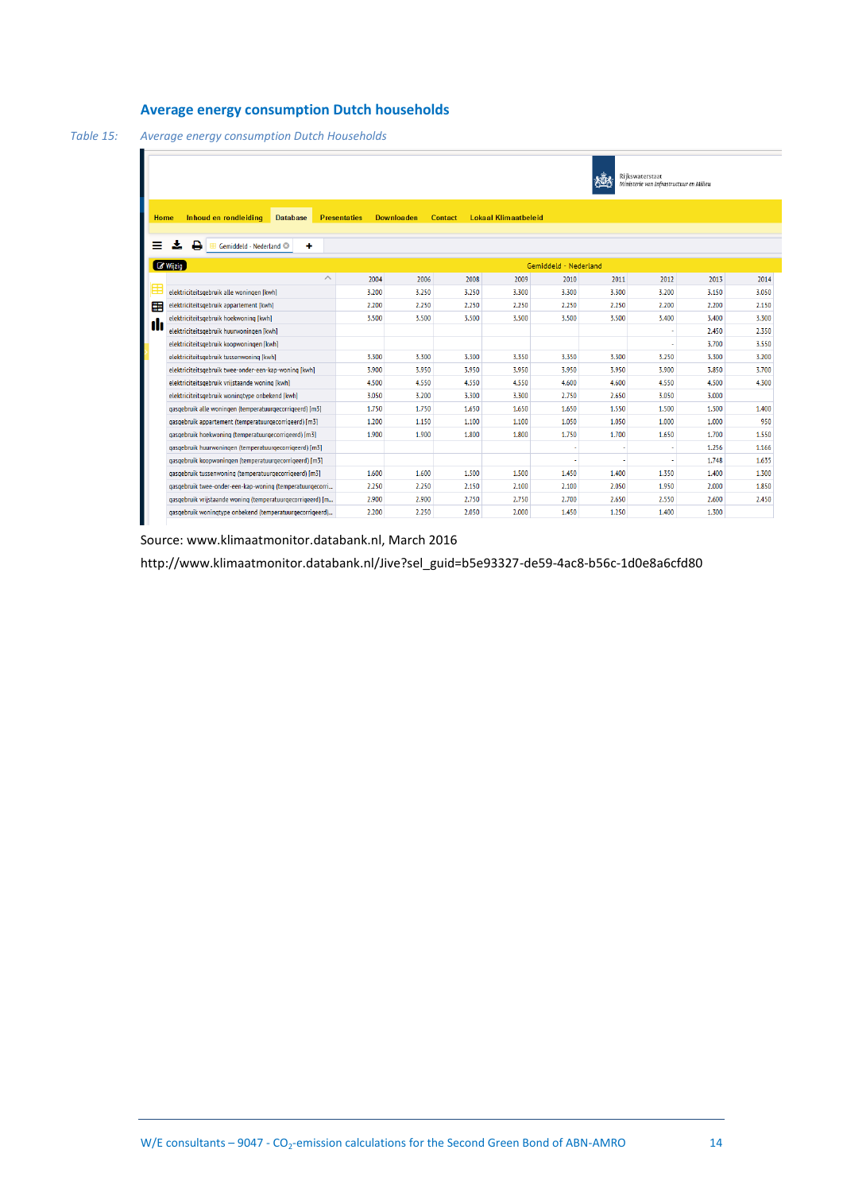## Average energy consumption Dutch households

*Table 15: Average energy consumption Dutch Households*

| Gemiddeld - Nederland | 2004 | 2006 | 2008 | 2009 | 2010 | 2011 | 2012 | 2013 | 2014 |
|---|---|---|---|---|---|---|---|---|---|
| elektriciteitsgebruik alle woningen [kwh] | 3.200 | 3.250 | 3.250 | 3.300 | 3.300 | 3.300 | 3.200 | 3.150 | 3.050 |
| elektriciteitsgebruik appartement [kwh] | 2.200 | 2.250 | 2.250 | 2.250 | 2.250 | 2.250 | 2.200 | 2.200 | 2.150 |
| elektriciteitsgebruik hoekwoning [kwh] | 3.500 | 3.500 | 3.500 | 3.500 | 3.500 | 3.500 | 3.400 | 3.400 | 3.300 |
| elektriciteitsgebruik huurwoningen [kwh] | | | | | | | - | 2.450 | 2.350 |
| elektriciteitsgebruik koopwoningen [kwh] | | | | | | | - | 3.700 | 3.550 |
| elektriciteitsgebruik tussenwoning [kwh] | 3.300 | 3.300 | 3.300 | 3.350 | 3.350 | 3.300 | 3.250 | 3.300 | 3.200 |
| elektriciteitsgebruik twee-onder-een-kap-woning [kwh] | 3.900 | 3.950 | 3.950 | 3.950 | 3.950 | 3.950 | 3.900 | 3.850 | 3.700 |
| elektriciteitsgebruik vrijstaande woning [kwh] | 4.500 | 4.550 | 4.550 | 4.550 | 4.600 | 4.600 | 4.550 | 4.500 | 4.300 |
| elektriciteitsgebruik woningtype onbekend [kwh] | 3.050 | 3.200 | 3.300 | 3.300 | 2.750 | 2.650 | 3.050 | 3.000 | |
| gasgebruik alle woningen (temperatuurgecorrigeerd) [m3] | 1.750 | 1.750 | 1.650 | 1.650 | 1.650 | 1.550 | 1.500 | 1.500 | 1.400 |
| gasgebruik appartement (temperatuurgecorrigeerd) [m3] | 1.200 | 1.150 | 1.100 | 1.100 | 1.050 | 1.050 | 1.000 | 1.000 | 950 |
| gasgebruik hoekwoning (temperatuurgecorrigeerd) [m3] | 1.900 | 1.900 | 1.800 | 1.800 | 1.750 | 1.700 | 1.650 | 1.700 | 1.550 |
| gasgebruik huurwoningen (temperatuurgecorrigeerd) [m3] | | | | | - | - | - | 1.256 | 1.166 |
| gasgebruik koopwoningen (temperatuurgecorrigeerd) [m3] | | | | | - | - | - | 1.748 | 1.635 |
| gasgebruik tussenwoning (temperatuurgecorrigeerd) [m3] | 1.600 | 1.600 | 1.500 | 1.500 | 1.450 | 1.400 | 1.350 | 1.400 | 1.300 |
| gasgebruik twee-onder-een-kap-woning (temperatuurgecorri... | 2.250 | 2.250 | 2.150 | 2.100 | 2.100 | 2.050 | 1.950 | 2.000 | 1.850 |
| gasgebruik vrijstaande woning (temperatuurgecorrigeerd) [m... | 2.900 | 2.900 | 2.750 | 2.750 | 2.700 | 2.650 | 2.550 | 2.600 | 2.450 |
| gasgebruik woningtype onbekend (temperatuurgecorrigeerd)... | 2.200 | 2.250 | 2.050 | 2.000 | 1.450 | 1.250 | 1.400 | 1.300 | |

Source: www.klimaatmonitor.databank.nl, March 2016

http://www.klimaatmonitor.databank.nl/Jive?sel_guid=b5e93327-de59-4ac8-b56c-1d0e8a6cfd80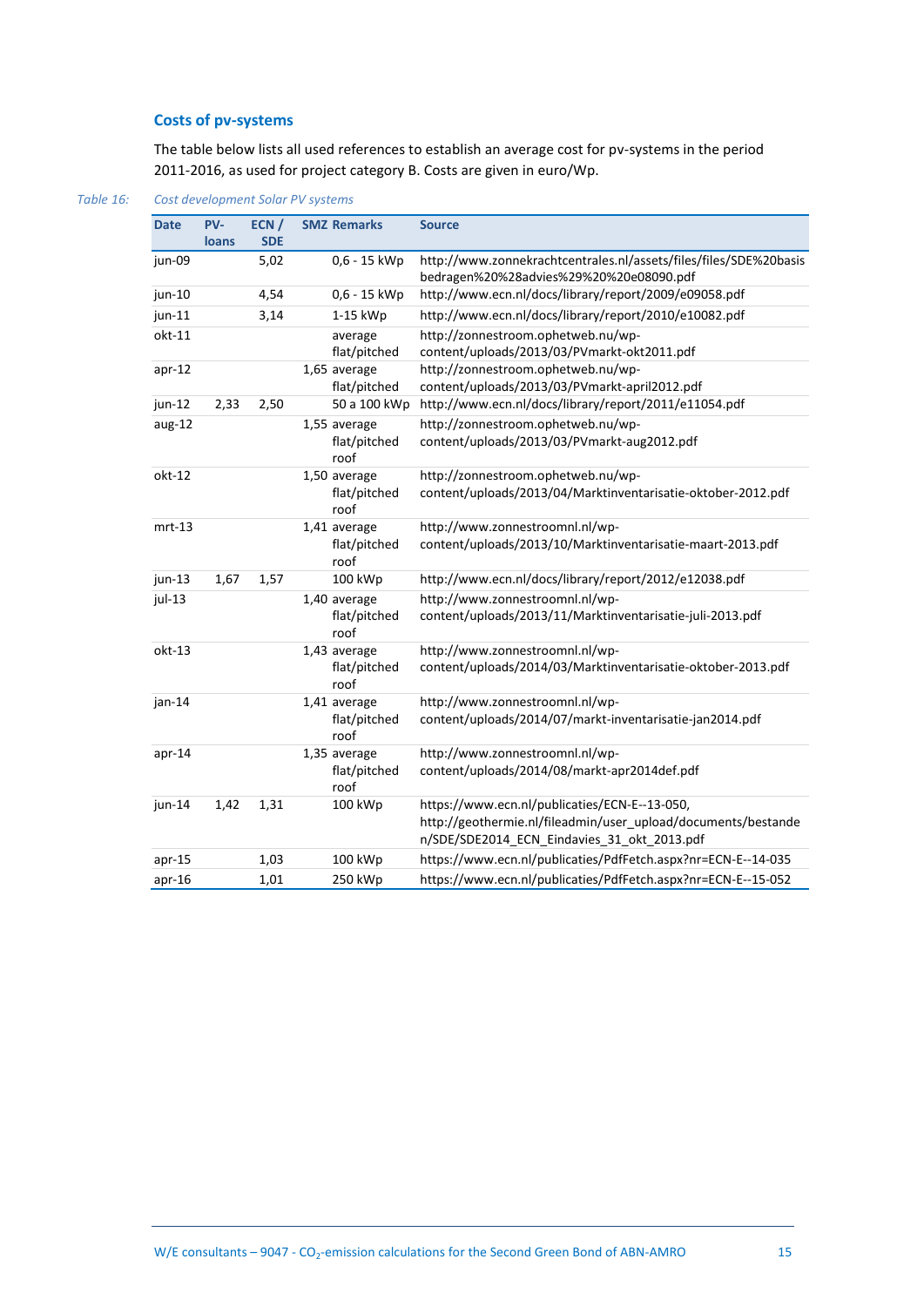### Costs of pv-systems

The table below lists all used references to establish an average cost for pv-systems in the period 2011-2016, as used for project category B. Costs are given in euro/Wp.

*Table 16: Cost development Solar PV systems*

| Date | PV-loans | ECN / SDE | SMZ | Remarks | Source |
|---|---|---|---|---|---|
| jun-09 | | 5,02 | | 0,6 - 15 kWp | http://www.zonnekrachtcentrales.nl/assets/files/files/SDE%20basisbedragen%20%28advies%29%20%20e08090.pdf |
| jun-10 | | 4,54 | | 0,6 - 15 kWp | http://www.ecn.nl/docs/library/report/2009/e09058.pdf |
| jun-11 | | 3,14 | | 1-15 kWp | http://www.ecn.nl/docs/library/report/2010/e10082.pdf |
| okt-11 | | | | average flat/pitched | http://zonnestroom.ophetweb.nu/wp-content/uploads/2013/03/PVmarkt-okt2011.pdf |
| apr-12 | | | 1,65 | average flat/pitched | http://zonnestroom.ophetweb.nu/wp-content/uploads/2013/03/PVmarkt-april2012.pdf |
| jun-12 | 2,33 | 2,50 | | 50 a 100 kWp | http://www.ecn.nl/docs/library/report/2011/e11054.pdf |
| aug-12 | | | 1,55 | average flat/pitched roof | http://zonnestroom.ophetweb.nu/wp-content/uploads/2013/03/PVmarkt-aug2012.pdf |
| okt-12 | | | 1,50 | average flat/pitched roof | http://zonnestroom.ophetweb.nu/wp-content/uploads/2013/04/Marktinventarisatie-oktober-2012.pdf |
| mrt-13 | | | 1,41 | average flat/pitched roof | http://www.zonnestroomnl.nl/wp-content/uploads/2013/10/Marktinventarisatie-maart-2013.pdf |
| jun-13 | 1,67 | 1,57 | | 100 kWp | http://www.ecn.nl/docs/library/report/2012/e12038.pdf |
| jul-13 | | | 1,40 | average flat/pitched roof | http://www.zonnestroomnl.nl/wp-content/uploads/2013/11/Marktinventarisatie-juli-2013.pdf |
| okt-13 | | | 1,43 | average flat/pitched roof | http://www.zonnestroomnl.nl/wp-content/uploads/2014/03/Marktinventarisatie-oktober-2013.pdf |
| jan-14 | | | 1,41 | average flat/pitched roof | http://www.zonnestroomnl.nl/wp-content/uploads/2014/07/markt-inventarisatie-jan2014.pdf |
| apr-14 | | | 1,35 | average flat/pitched roof | http://www.zonnestroomnl.nl/wp-content/uploads/2014/08/markt-apr2014def.pdf |
| jun-14 | 1,42 | 1,31 | | 100 kWp | https://www.ecn.nl/publicaties/ECN-E--13-050, http://geothermie.nl/fileadmin/user_upload/documents/bestanden/SDE/SDE2014_ECN_Eindavies_31_okt_2013.pdf |
| apr-15 | | 1,03 | | 100 kWp | https://www.ecn.nl/publicaties/PdfFetch.aspx?nr=ECN-E--14-035 |
| apr-16 | | 1,01 | | 250 kWp | https://www.ecn.nl/publicaties/PdfFetch.aspx?nr=ECN-E--15-052 |